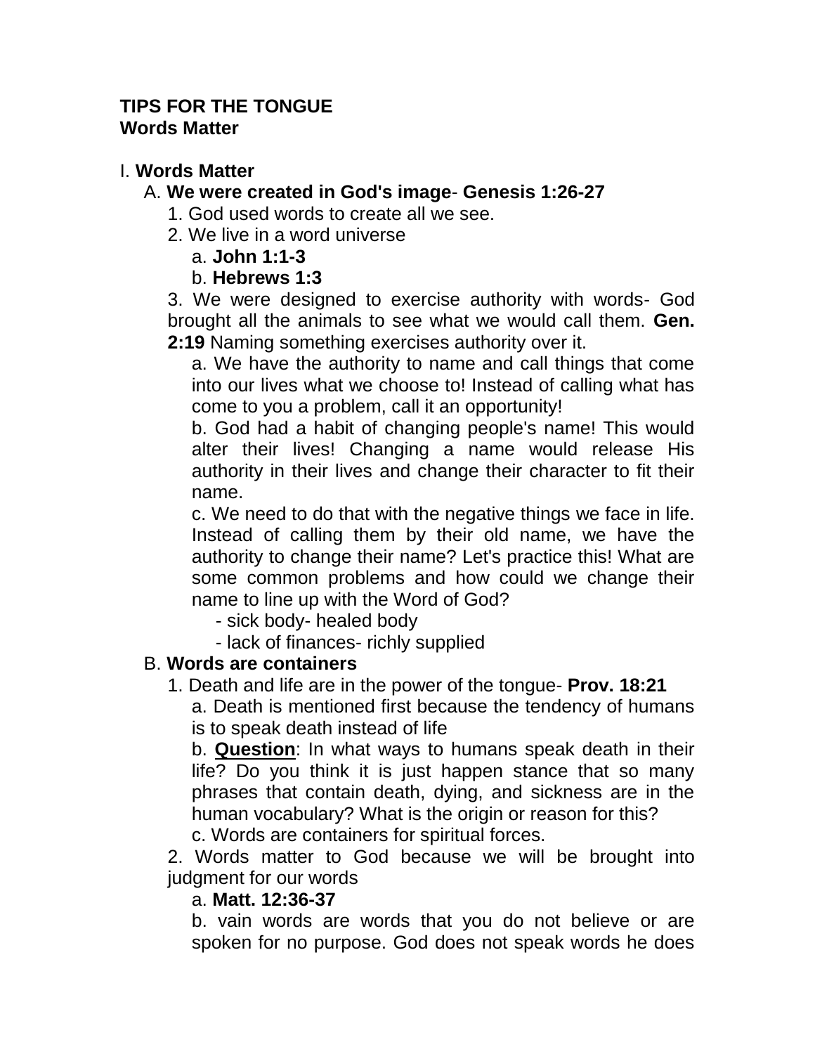**TIPS FOR THE TONGUE**
**Words Matter**

I. **Words Matter**

A. **We were created in God's image**- **Genesis 1:26-27**

1. God used words to create all we see.
2. We live in a word universe
   a. **John 1:1-3**
   b. **Hebrews 1:3**
3. We were designed to exercise authority with words- God brought all the animals to see what we would call them. **Gen. 2:19** Naming something exercises authority over it.
   a. We have the authority to name and call things that come into our lives what we choose to! Instead of calling what has come to you a problem, call it an opportunity!
   b. God had a habit of changing people's name! This would alter their lives! Changing a name would release His authority in their lives and change their character to fit their name.
   c. We need to do that with the negative things we face in life. Instead of calling them by their old name, we have the authority to change their name? Let's practice this! What are some common problems and how could we change their name to line up with the Word of God?
      - sick body- healed body
      - lack of finances- richly supplied

B. **Words are containers**

1. Death and life are in the power of the tongue- **Prov. 18:21**
   a. Death is mentioned first because the tendency of humans is to speak death instead of life
   b. **Question**: In what ways to humans speak death in their life? Do you think it is just happen stance that so many phrases that contain death, dying, and sickness are in the human vocabulary? What is the origin or reason for this?
   c. Words are containers for spiritual forces.
2. Words matter to God because we will be brought into judgment for our words
   a. **Matt. 12:36-37**
   b. vain words are words that you do not believe or are spoken for no purpose. God does not speak words he does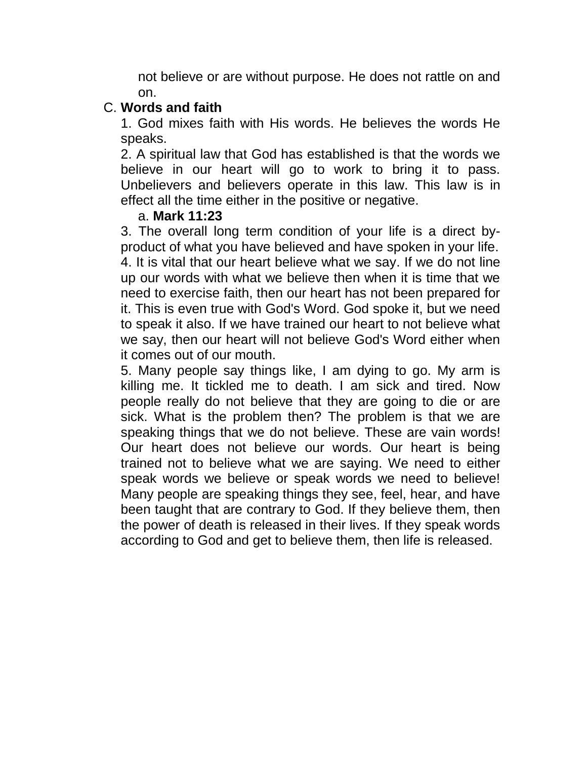not believe or are without purpose. He does not rattle on and on.

C. **Words and faith**

1. God mixes faith with His words. He believes the words He speaks.

2. A spiritual law that God has established is that the words we believe in our heart will go to work to bring it to pass. Unbelievers and believers operate in this law. This law is in effect all the time either in the positive or negative.

   a. **Mark 11:23**

3. The overall long term condition of your life is a direct by-product of what you have believed and have spoken in your life.

4. It is vital that our heart believe what we say. If we do not line up our words with what we believe then when it is time that we need to exercise faith, then our heart has not been prepared for it. This is even true with God's Word. God spoke it, but we need to speak it also. If we have trained our heart to not believe what we say, then our heart will not believe God's Word either when it comes out of our mouth.

5. Many people say things like, I am dying to go. My arm is killing me. It tickled me to death. I am sick and tired. Now people really do not believe that they are going to die or are sick. What is the problem then? The problem is that we are speaking things that we do not believe. These are vain words! Our heart does not believe our words. Our heart is being trained not to believe what we are saying. We need to either speak words we believe or speak words we need to believe! Many people are speaking things they see, feel, hear, and have been taught that are contrary to God. If they believe them, then the power of death is released in their lives. If they speak words according to God and get to believe them, then life is released.